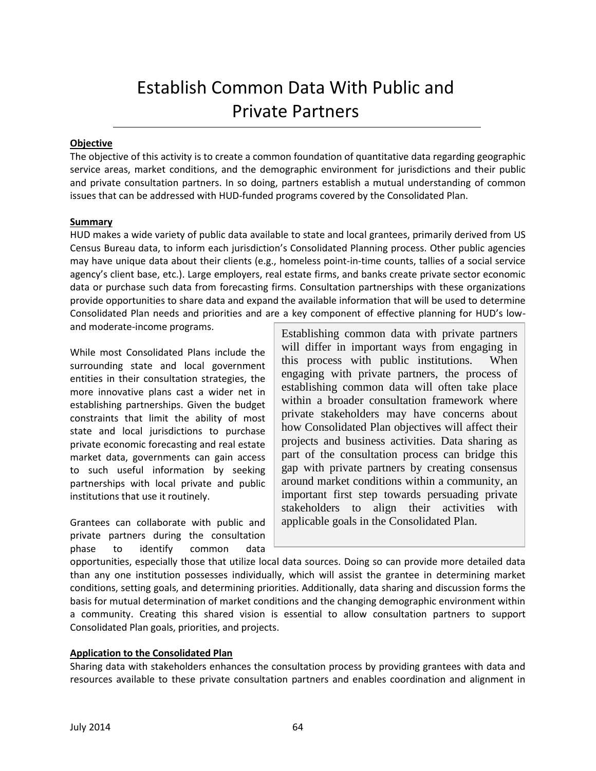# Establish Common Data With Public and Private Partners

**Objective**

The objective of this activity is to create a common foundation of quantitative data regarding geographic service areas, market conditions, and the demographic environment for jurisdictions and their public and private consultation partners. In so doing, partners establish a mutual understanding of common issues that can be addressed with HUD-funded programs covered by the Consolidated Plan.

**Summary**

HUD makes a wide variety of public data available to state and local grantees, primarily derived from US Census Bureau data, to inform each jurisdiction's Consolidated Planning process. Other public agencies may have unique data about their clients (e.g., homeless point-in-time counts, tallies of a social service agency's client base, etc.). Large employers, real estate firms, and banks create private sector economic data or purchase such data from forecasting firms. Consultation partnerships with these organizations provide opportunities to share data and expand the available information that will be used to determine Consolidated Plan needs and priorities and are a key component of effective planning for HUD's low- and moderate-income programs.

While most Consolidated Plans include the surrounding state and local government entities in their consultation strategies, the more innovative plans cast a wider net in establishing partnerships. Given the budget constraints that limit the ability of most state and local jurisdictions to purchase private economic forecasting and real estate market data, governments can gain access to such useful information by seeking partnerships with local private and public institutions that use it routinely.

> Establishing common data with private partners will differ in important ways from engaging in this process with public institutions. When engaging with private partners, the process of establishing common data will often take place within a broader consultation framework where private stakeholders may have concerns about how Consolidated Plan objectives will affect their projects and business activities. Data sharing as part of the consultation process can bridge this gap with private partners by creating consensus around market conditions within a community, an important first step towards persuading private stakeholders to align their activities with applicable goals in the Consolidated Plan.

Grantees can collaborate with public and private partners during the consultation phase to identify common data opportunities, especially those that utilize local data sources. Doing so can provide more detailed data than any one institution possesses individually, which will assist the grantee in determining market conditions, setting goals, and determining priorities. Additionally, data sharing and discussion forms the basis for mutual determination of market conditions and the changing demographic environment within a community. Creating this shared vision is essential to allow consultation partners to support Consolidated Plan goals, priorities, and projects.

**Application to the Consolidated Plan**

Sharing data with stakeholders enhances the consultation process by providing grantees with data and resources available to these private consultation partners and enables coordination and alignment in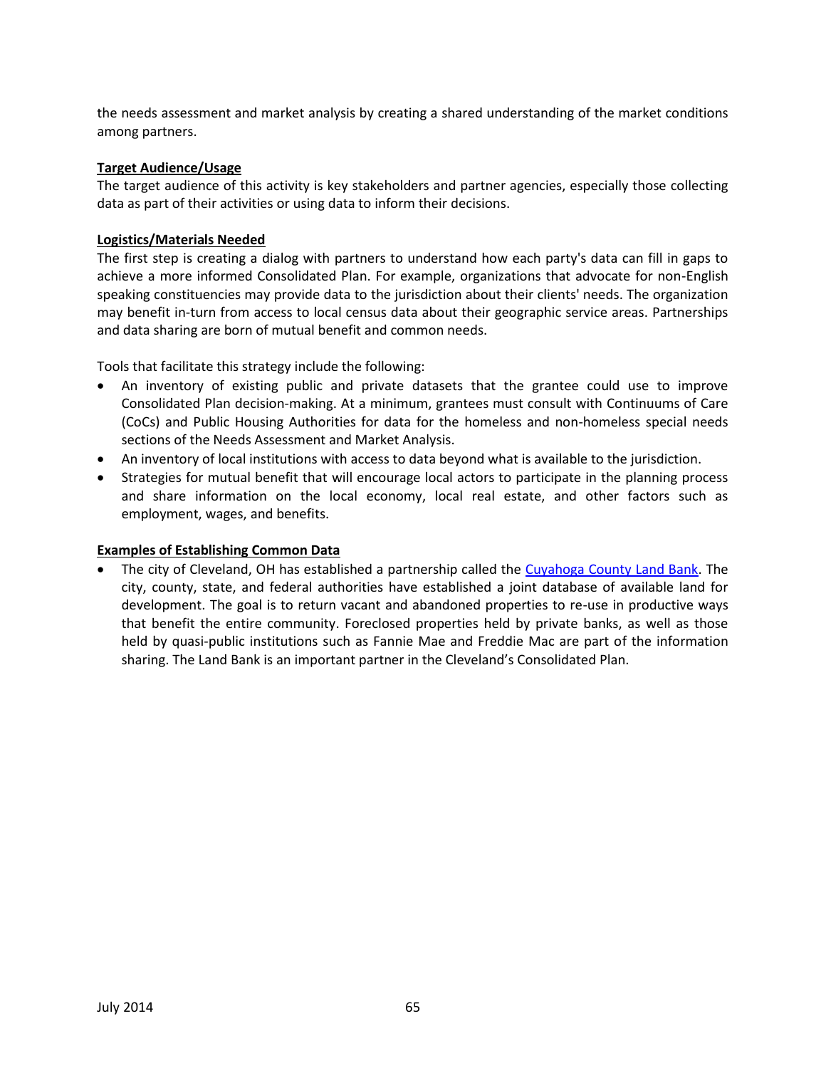the needs assessment and market analysis by creating a shared understanding of the market conditions among partners.

**Target Audience/Usage**

The target audience of this activity is key stakeholders and partner agencies, especially those collecting data as part of their activities or using data to inform their decisions.

**Logistics/Materials Needed**

The first step is creating a dialog with partners to understand how each party's data can fill in gaps to achieve a more informed Consolidated Plan. For example, organizations that advocate for non-English speaking constituencies may provide data to the jurisdiction about their clients' needs. The organization may benefit in-turn from access to local census data about their geographic service areas. Partnerships and data sharing are born of mutual benefit and common needs.

Tools that facilitate this strategy include the following:

- An inventory of existing public and private datasets that the grantee could use to improve Consolidated Plan decision-making. At a minimum, grantees must consult with Continuums of Care (CoCs) and Public Housing Authorities for data for the homeless and non-homeless special needs sections of the Needs Assessment and Market Analysis.
- An inventory of local institutions with access to data beyond what is available to the jurisdiction.
- Strategies for mutual benefit that will encourage local actors to participate in the planning process and share information on the local economy, local real estate, and other factors such as employment, wages, and benefits.

**Examples of Establishing Common Data**

- The city of Cleveland, OH has established a partnership called the Cuyahoga County Land Bank. The city, county, state, and federal authorities have established a joint database of available land for development. The goal is to return vacant and abandoned properties to re-use in productive ways that benefit the entire community. Foreclosed properties held by private banks, as well as those held by quasi-public institutions such as Fannie Mae and Freddie Mac are part of the information sharing. The Land Bank is an important partner in the Cleveland's Consolidated Plan.